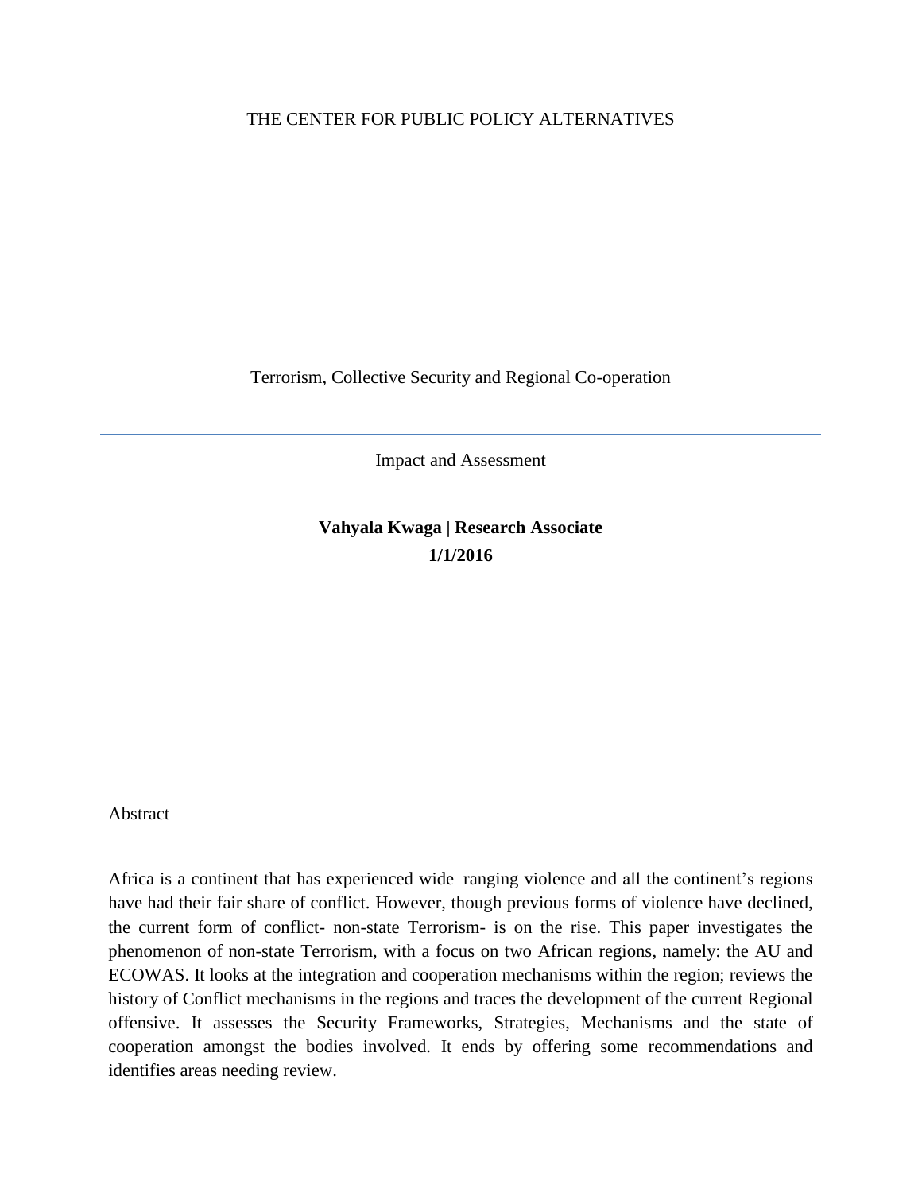THE CENTER FOR PUBLIC POLICY ALTERNATIVES

# Terrorism, Collective Security and Regional Co-operation

---

Impact and Assessment

**Vahyala Kwaga | Research Associate**
**1/1/2016**

## Abstract

Africa is a continent that has experienced wide–ranging violence and all the continent's regions have had their fair share of conflict. However, though previous forms of violence have declined, the current form of conflict- non-state Terrorism- is on the rise. This paper investigates the phenomenon of non-state Terrorism, with a focus on two African regions, namely: the AU and ECOWAS. It looks at the integration and cooperation mechanisms within the region; reviews the history of Conflict mechanisms in the regions and traces the development of the current Regional offensive. It assesses the Security Frameworks, Strategies, Mechanisms and the state of cooperation amongst the bodies involved. It ends by offering some recommendations and identifies areas needing review.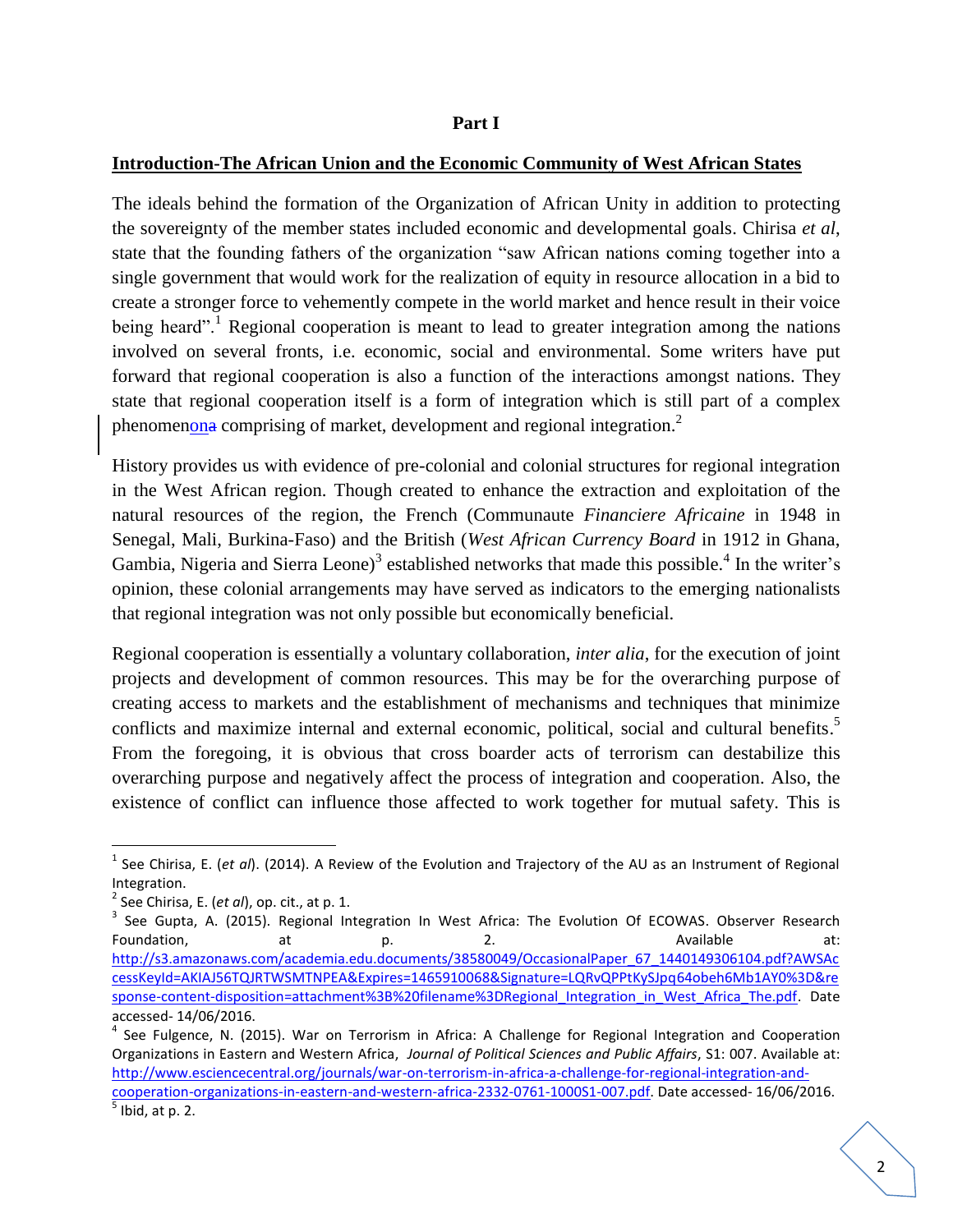**Part I**

**Introduction-The African Union and the Economic Community of West African States**

The ideals behind the formation of the Organization of African Unity in addition to protecting the sovereignty of the member states included economic and developmental goals. Chirisa *et al*, state that the founding fathers of the organization "saw African nations coming together into a single government that would work for the realization of equity in resource allocation in a bid to create a stronger force to vehemently compete in the world market and hence result in their voice being heard".[1] Regional cooperation is meant to lead to greater integration among the nations involved on several fronts, i.e. economic, social and environmental. Some writers have put forward that regional cooperation is also a function of the interactions amongst nations. They state that regional cooperation itself is a form of integration which is still part of a complex phenomenona comprising of market, development and regional integration.[2]

History provides us with evidence of pre-colonial and colonial structures for regional integration in the West African region. Though created to enhance the extraction and exploitation of the natural resources of the region, the French (Communaute *Financiere Africaine* in 1948 in Senegal, Mali, Burkina-Faso) and the British (*West African Currency Board* in 1912 in Ghana, Gambia, Nigeria and Sierra Leone)[3] established networks that made this possible.[4] In the writer's opinion, these colonial arrangements may have served as indicators to the emerging nationalists that regional integration was not only possible but economically beneficial.

Regional cooperation is essentially a voluntary collaboration, *inter alia*, for the execution of joint projects and development of common resources. This may be for the overarching purpose of creating access to markets and the establishment of mechanisms and techniques that minimize conflicts and maximize internal and external economic, political, social and cultural benefits.[5] From the foregoing, it is obvious that cross boarder acts of terrorism can destabilize this overarching purpose and negatively affect the process of integration and cooperation. Also, the existence of conflict can influence those affected to work together for mutual safety. This is

---

[1] See Chirisa, E. (*et al*). (2014). A Review of the Evolution and Trajectory of the AU as an Instrument of Regional Integration.

[2] See Chirisa, E. (*et al*), op. cit., at p. 1.

[3] See Gupta, A. (2015). Regional Integration In West Africa: The Evolution Of ECOWAS. Observer Research Foundation, at p. 2. Available at: http://s3.amazonaws.com/academia.edu.documents/38580049/OccasionalPaper_67_1440149306104.pdf?AWSAccessKeyId=AKIAJ56TQJRTWSMTNPEA&Expires=1465910068&Signature=LQRvQPPtKySJpq64obeh6Mb1AY0%3D&response-content-disposition=attachment%3B%20filename%3DRegional_Integration_in_West_Africa_The.pdf. Date accessed- 14/06/2016.

[4] See Fulgence, N. (2015). War on Terrorism in Africa: A Challenge for Regional Integration and Cooperation Organizations in Eastern and Western Africa, *Journal of Political Sciences and Public Affairs*, S1: 007. Available at: http://www.esciencecentral.org/journals/war-on-terrorism-in-africa-a-challenge-for-regional-integration-and-cooperation-organizations-in-eastern-and-western-africa-2332-0761-1000S1-007.pdf. Date accessed- 16/06/2016.

[5] Ibid, at p. 2.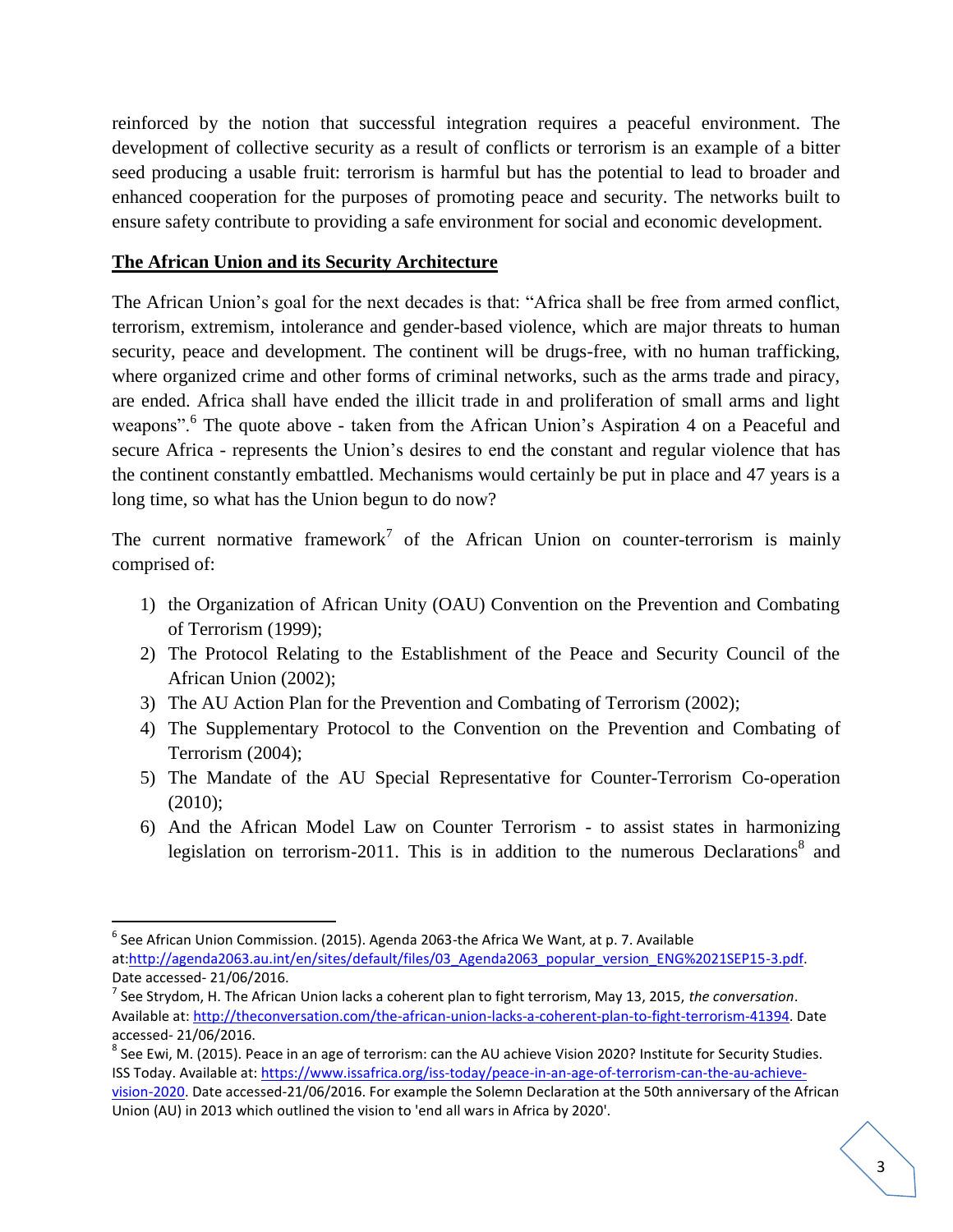reinforced by the notion that successful integration requires a peaceful environment. The development of collective security as a result of conflicts or terrorism is an example of a bitter seed producing a usable fruit: terrorism is harmful but has the potential to lead to broader and enhanced cooperation for the purposes of promoting peace and security. The networks built to ensure safety contribute to providing a safe environment for social and economic development.

## The African Union and its Security Architecture

The African Union's goal for the next decades is that: "Africa shall be free from armed conflict, terrorism, extremism, intolerance and gender-based violence, which are major threats to human security, peace and development. The continent will be drugs-free, with no human trafficking, where organized crime and other forms of criminal networks, such as the arms trade and piracy, are ended. Africa shall have ended the illicit trade in and proliferation of small arms and light weapons".[6] The quote above - taken from the African Union's Aspiration 4 on a Peaceful and secure Africa - represents the Union's desires to end the constant and regular violence that has the continent constantly embattled. Mechanisms would certainly be put in place and 47 years is a long time, so what has the Union begun to do now?

The current normative framework[7] of the African Union on counter-terrorism is mainly comprised of:

1) the Organization of African Unity (OAU) Convention on the Prevention and Combating of Terrorism (1999);
2) The Protocol Relating to the Establishment of the Peace and Security Council of the African Union (2002);
3) The AU Action Plan for the Prevention and Combating of Terrorism (2002);
4) The Supplementary Protocol to the Convention on the Prevention and Combating of Terrorism (2004);
5) The Mandate of the AU Special Representative for Counter-Terrorism Co-operation (2010);
6) And the African Model Law on Counter Terrorism - to assist states in harmonizing legislation on terrorism-2011. This is in addition to the numerous Declarations[8] and

---

[6] See African Union Commission. (2015). Agenda 2063-the Africa We Want, at p. 7. Available at:http://agenda2063.au.int/en/sites/default/files/03_Agenda2063_popular_version_ENG%2021SEP15-3.pdf. Date accessed- 21/06/2016.

[7] See Strydom, H. The African Union lacks a coherent plan to fight terrorism, May 13, 2015, *the conversation*. Available at: http://theconversation.com/the-african-union-lacks-a-coherent-plan-to-fight-terrorism-41394. Date accessed- 21/06/2016.

[8] See Ewi, M. (2015). Peace in an age of terrorism: can the AU achieve Vision 2020? Institute for Security Studies. ISS Today. Available at: https://www.issafrica.org/iss-today/peace-in-an-age-of-terrorism-can-the-au-achieve-vision-2020. Date accessed-21/06/2016. For example the Solemn Declaration at the 50th anniversary of the African Union (AU) in 2013 which outlined the vision to 'end all wars in Africa by 2020'.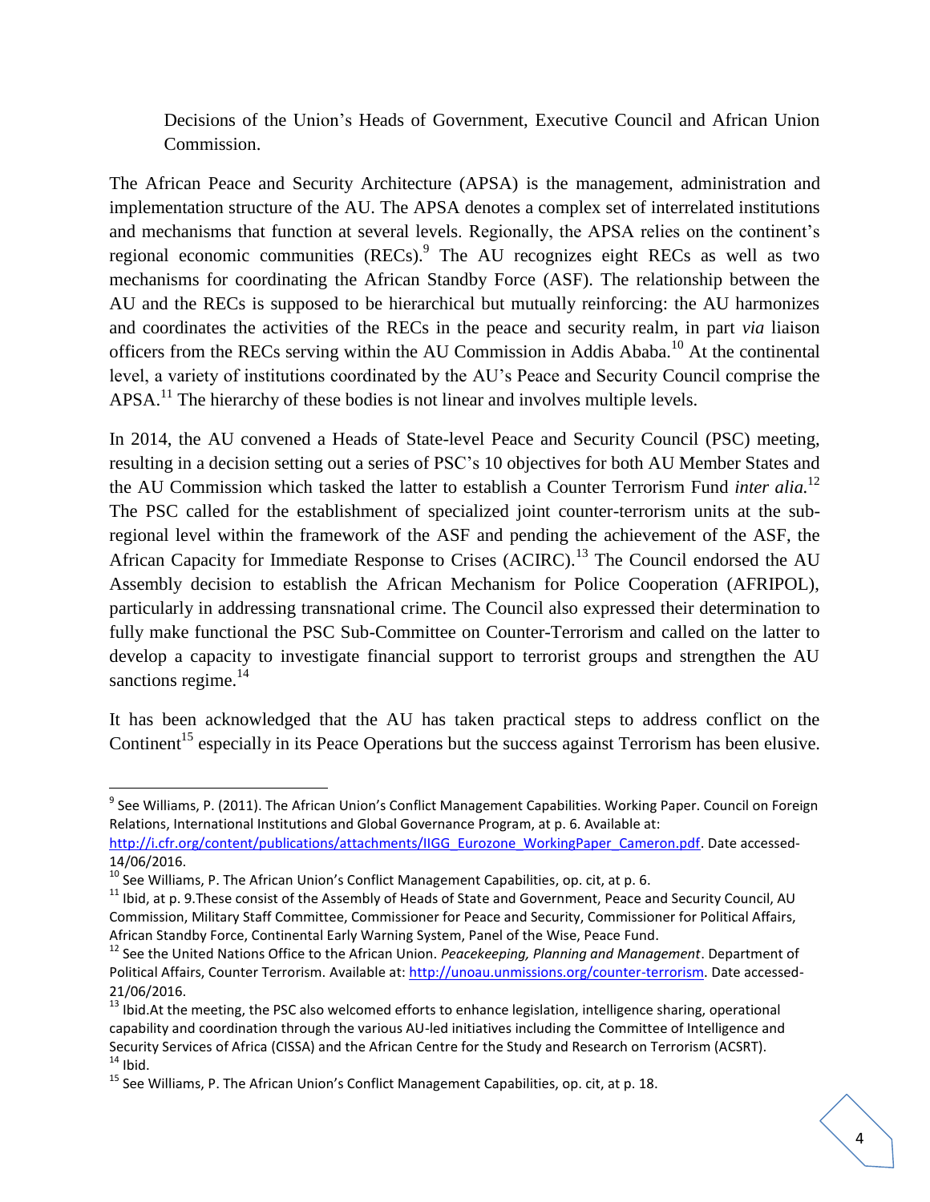Decisions of the Union's Heads of Government, Executive Council and African Union Commission.

The African Peace and Security Architecture (APSA) is the management, administration and implementation structure of the AU. The APSA denotes a complex set of interrelated institutions and mechanisms that function at several levels. Regionally, the APSA relies on the continent's regional economic communities (RECs).[9] The AU recognizes eight RECs as well as two mechanisms for coordinating the African Standby Force (ASF). The relationship between the AU and the RECs is supposed to be hierarchical but mutually reinforcing: the AU harmonizes and coordinates the activities of the RECs in the peace and security realm, in part *via* liaison officers from the RECs serving within the AU Commission in Addis Ababa.[10] At the continental level, a variety of institutions coordinated by the AU's Peace and Security Council comprise the APSA.[11] The hierarchy of these bodies is not linear and involves multiple levels.

In 2014, the AU convened a Heads of State-level Peace and Security Council (PSC) meeting, resulting in a decision setting out a series of PSC's 10 objectives for both AU Member States and the AU Commission which tasked the latter to establish a Counter Terrorism Fund *inter alia.*[12] The PSC called for the establishment of specialized joint counter-terrorism units at the sub-regional level within the framework of the ASF and pending the achievement of the ASF, the African Capacity for Immediate Response to Crises (ACIRC).[13] The Council endorsed the AU Assembly decision to establish the African Mechanism for Police Cooperation (AFRIPOL), particularly in addressing transnational crime. The Council also expressed their determination to fully make functional the PSC Sub-Committee on Counter-Terrorism and called on the latter to develop a capacity to investigate financial support to terrorist groups and strengthen the AU sanctions regime.[14]

It has been acknowledged that the AU has taken practical steps to address conflict on the Continent[15] especially in its Peace Operations but the success against Terrorism has been elusive.

---

[9] See Williams, P. (2011). The African Union's Conflict Management Capabilities. Working Paper. Council on Foreign Relations, International Institutions and Global Governance Program, at p. 6. Available at: http://i.cfr.org/content/publications/attachments/IIGG_Eurozone_WorkingPaper_Cameron.pdf. Date accessed-14/06/2016.

[10] See Williams, P. The African Union's Conflict Management Capabilities, op. cit, at p. 6.

[11] Ibid, at p. 9.These consist of the Assembly of Heads of State and Government, Peace and Security Council, AU Commission, Military Staff Committee, Commissioner for Peace and Security, Commissioner for Political Affairs, African Standby Force, Continental Early Warning System, Panel of the Wise, Peace Fund.

[12] See the United Nations Office to the African Union. *Peacekeeping, Planning and Management*. Department of Political Affairs, Counter Terrorism. Available at: http://unoau.unmissions.org/counter-terrorism. Date accessed-21/06/2016.

[13] Ibid.At the meeting, the PSC also welcomed efforts to enhance legislation, intelligence sharing, operational capability and coordination through the various AU-led initiatives including the Committee of Intelligence and Security Services of Africa (CISSA) and the African Centre for the Study and Research on Terrorism (ACSRT).

[14] Ibid.

[15] See Williams, P. The African Union's Conflict Management Capabilities, op. cit, at p. 18.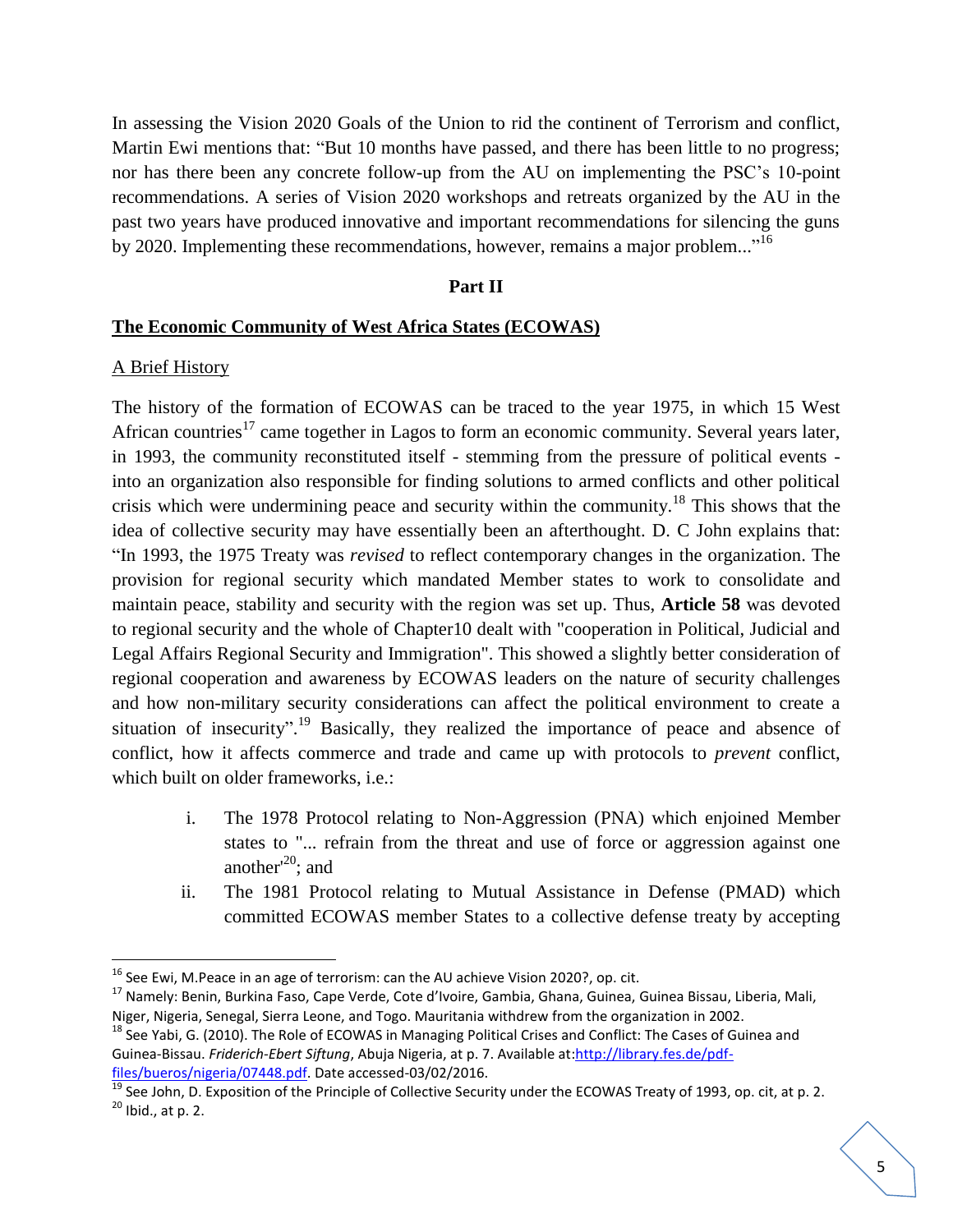In assessing the Vision 2020 Goals of the Union to rid the continent of Terrorism and conflict, Martin Ewi mentions that: "But 10 months have passed, and there has been little to no progress; nor has there been any concrete follow-up from the AU on implementing the PSC's 10-point recommendations. A series of Vision 2020 workshops and retreats organized by the AU in the past two years have produced innovative and important recommendations for silencing the guns by 2020. Implementing these recommendations, however, remains a major problem..."[16]

**Part II**

## The Economic Community of West Africa States (ECOWAS)

### A Brief History

The history of the formation of ECOWAS can be traced to the year 1975, in which 15 West African countries[17] came together in Lagos to form an economic community. Several years later, in 1993, the community reconstituted itself - stemming from the pressure of political events - into an organization also responsible for finding solutions to armed conflicts and other political crisis which were undermining peace and security within the community.[18] This shows that the idea of collective security may have essentially been an afterthought. D. C John explains that: "In 1993, the 1975 Treaty was *revised* to reflect contemporary changes in the organization. The provision for regional security which mandated Member states to work to consolidate and maintain peace, stability and security with the region was set up. Thus, **Article 58** was devoted to regional security and the whole of Chapter10 dealt with "cooperation in Political, Judicial and Legal Affairs Regional Security and Immigration". This showed a slightly better consideration of regional cooperation and awareness by ECOWAS leaders on the nature of security challenges and how non-military security considerations can affect the political environment to create a situation of insecurity".[19] Basically, they realized the importance of peace and absence of conflict, how it affects commerce and trade and came up with protocols to *prevent* conflict, which built on older frameworks, i.e.:

i. The 1978 Protocol relating to Non-Aggression (PNA) which enjoined Member states to "... refrain from the threat and use of force or aggression against one another'[20]; and

ii. The 1981 Protocol relating to Mutual Assistance in Defense (PMAD) which committed ECOWAS member States to a collective defense treaty by accepting

---

[16] See Ewi, M.Peace in an age of terrorism: can the AU achieve Vision 2020?, op. cit.

[17] Namely: Benin, Burkina Faso, Cape Verde, Cote d'Ivoire, Gambia, Ghana, Guinea, Guinea Bissau, Liberia, Mali, Niger, Nigeria, Senegal, Sierra Leone, and Togo. Mauritania withdrew from the organization in 2002.

[18] See Yabi, G. (2010). The Role of ECOWAS in Managing Political Crises and Conflict: The Cases of Guinea and Guinea-Bissau. *Friderich-Ebert Siftung*, Abuja Nigeria, at p. 7. Available at:http://library.fes.de/pdf-files/bueros/nigeria/07448.pdf. Date accessed-03/02/2016.

[19] See John, D. Exposition of the Principle of Collective Security under the ECOWAS Treaty of 1993, op. cit, at p. 2.

[20] Ibid., at p. 2.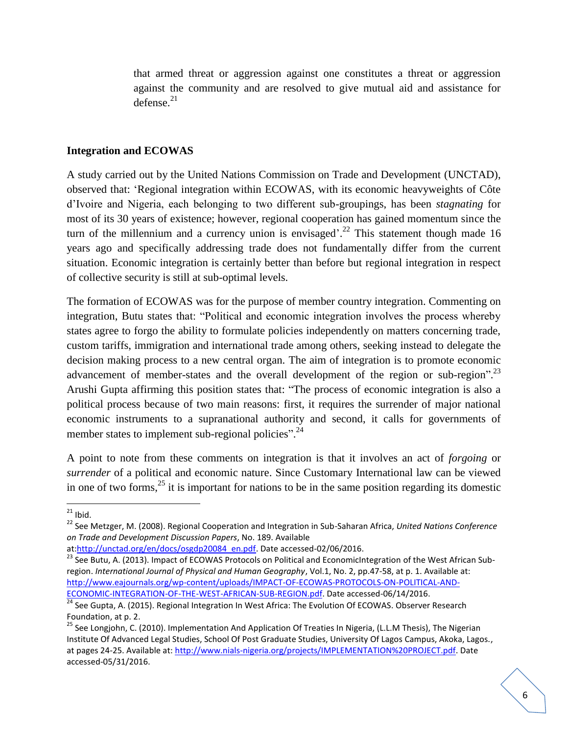that armed threat or aggression against one constitutes a threat or aggression against the community and are resolved to give mutual aid and assistance for defense.[21]

**Integration and ECOWAS**

A study carried out by the United Nations Commission on Trade and Development (UNCTAD), observed that: 'Regional integration within ECOWAS, with its economic heavyweights of Côte d'Ivoire and Nigeria, each belonging to two different sub-groupings, has been *stagnating* for most of its 30 years of existence; however, regional cooperation has gained momentum since the turn of the millennium and a currency union is envisaged'.[22] This statement though made 16 years ago and specifically addressing trade does not fundamentally differ from the current situation. Economic integration is certainly better than before but regional integration in respect of collective security is still at sub-optimal levels.

The formation of ECOWAS was for the purpose of member country integration. Commenting on integration, Butu states that: "Political and economic integration involves the process whereby states agree to forgo the ability to formulate policies independently on matters concerning trade, custom tariffs, immigration and international trade among others, seeking instead to delegate the decision making process to a new central organ. The aim of integration is to promote economic advancement of member-states and the overall development of the region or sub-region".[23] Arushi Gupta affirming this position states that: "The process of economic integration is also a political process because of two main reasons: first, it requires the surrender of major national economic instruments to a supranational authority and second, it calls for governments of member states to implement sub-regional policies".[24]

A point to note from these comments on integration is that it involves an act of *forgoing* or *surrender* of a political and economic nature. Since Customary International law can be viewed in one of two forms,[25] it is important for nations to be in the same position regarding its domestic

---

[21] Ibid.

[22] See Metzger, M. (2008). Regional Cooperation and Integration in Sub-Saharan Africa, *United Nations Conference on Trade and Development Discussion Papers*, No. 189. Available at:http://unctad.org/en/docs/osgdp20084_en.pdf. Date accessed-02/06/2016.

[23] See Butu, A. (2013). Impact of ECOWAS Protocols on Political and EconomicIntegration of the West African Sub-region. *International Journal of Physical and Human Geography*, Vol.1, No. 2, pp.47-58, at p. 1. Available at: http://www.eajournals.org/wp-content/uploads/IMPACT-OF-ECOWAS-PROTOCOLS-ON-POLITICAL-AND-ECONOMIC-INTEGRATION-OF-THE-WEST-AFRICAN-SUB-REGION.pdf. Date accessed-06/14/2016.

[24] See Gupta, A. (2015). Regional Integration In West Africa: The Evolution Of ECOWAS. Observer Research Foundation, at p. 2.

[25] See Longjohn, C. (2010). Implementation And Application Of Treaties In Nigeria, (L.L.M Thesis), The Nigerian Institute Of Advanced Legal Studies, School Of Post Graduate Studies, University Of Lagos Campus, Akoka, Lagos., at pages 24-25. Available at: http://www.nials-nigeria.org/projects/IMPLEMENTATION%20PROJECT.pdf. Date accessed-05/31/2016.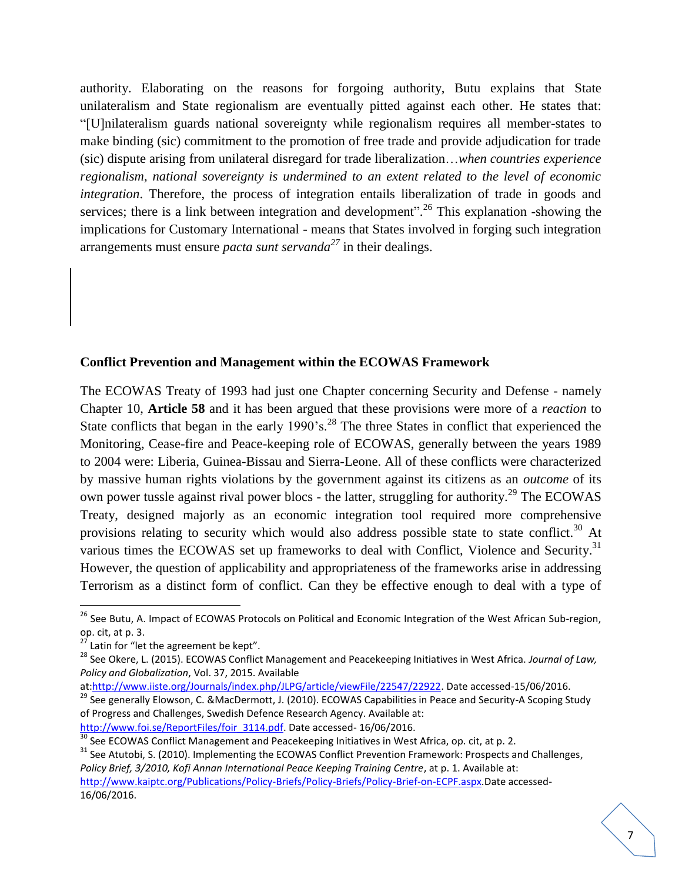authority. Elaborating on the reasons for forgoing authority, Butu explains that State unilateralism and State regionalism are eventually pitted against each other. He states that: "[U]nilateralism guards national sovereignty while regionalism requires all member-states to make binding (sic) commitment to the promotion of free trade and provide adjudication for trade (sic) dispute arising from unilateral disregard for trade liberalization…*when countries experience regionalism, national sovereignty is undermined to an extent related to the level of economic integration*. Therefore, the process of integration entails liberalization of trade in goods and services; there is a link between integration and development".[26] This explanation -showing the implications for Customary International - means that States involved in forging such integration arrangements must ensure *pacta sunt servanda*[27] in their dealings.

**Conflict Prevention and Management within the ECOWAS Framework**

The ECOWAS Treaty of 1993 had just one Chapter concerning Security and Defense - namely Chapter 10, **Article 58** and it has been argued that these provisions were more of a *reaction* to State conflicts that began in the early 1990's.[28] The three States in conflict that experienced the Monitoring, Cease-fire and Peace-keeping role of ECOWAS, generally between the years 1989 to 2004 were: Liberia, Guinea-Bissau and Sierra-Leone. All of these conflicts were characterized by massive human rights violations by the government against its citizens as an *outcome* of its own power tussle against rival power blocs - the latter, struggling for authority.[29] The ECOWAS Treaty, designed majorly as an economic integration tool required more comprehensive provisions relating to security which would also address possible state to state conflict.[30] At various times the ECOWAS set up frameworks to deal with Conflict, Violence and Security.[31] However, the question of applicability and appropriateness of the frameworks arise in addressing Terrorism as a distinct form of conflict. Can they be effective enough to deal with a type of

---

[26] See Butu, A. Impact of ECOWAS Protocols on Political and Economic Integration of the West African Sub-region, op. cit, at p. 3.

[27] Latin for "let the agreement be kept".

[28] See Okere, L. (2015). ECOWAS Conflict Management and Peacekeeping Initiatives in West Africa. *Journal of Law, Policy and Globalization*, Vol. 37, 2015. Available at:http://www.iiste.org/Journals/index.php/JLPG/article/viewFile/22547/22922. Date accessed-15/06/2016.

[29] See generally Elowson, C. &MacDermott, J. (2010). ECOWAS Capabilities in Peace and Security-A Scoping Study of Progress and Challenges, Swedish Defence Research Agency. Available at: http://www.foi.se/ReportFiles/foir_3114.pdf. Date accessed- 16/06/2016.

[30] See ECOWAS Conflict Management and Peacekeeping Initiatives in West Africa, op. cit, at p. 2.

[31] See Atutobi, S. (2010). Implementing the ECOWAS Conflict Prevention Framework: Prospects and Challenges, *Policy Brief, 3/2010, Kofi Annan International Peace Keeping Training Centre*, at p. 1. Available at: http://www.kaiptc.org/Publications/Policy-Briefs/Policy-Briefs/Policy-Brief-on-ECPF.aspx.Date accessed-16/06/2016.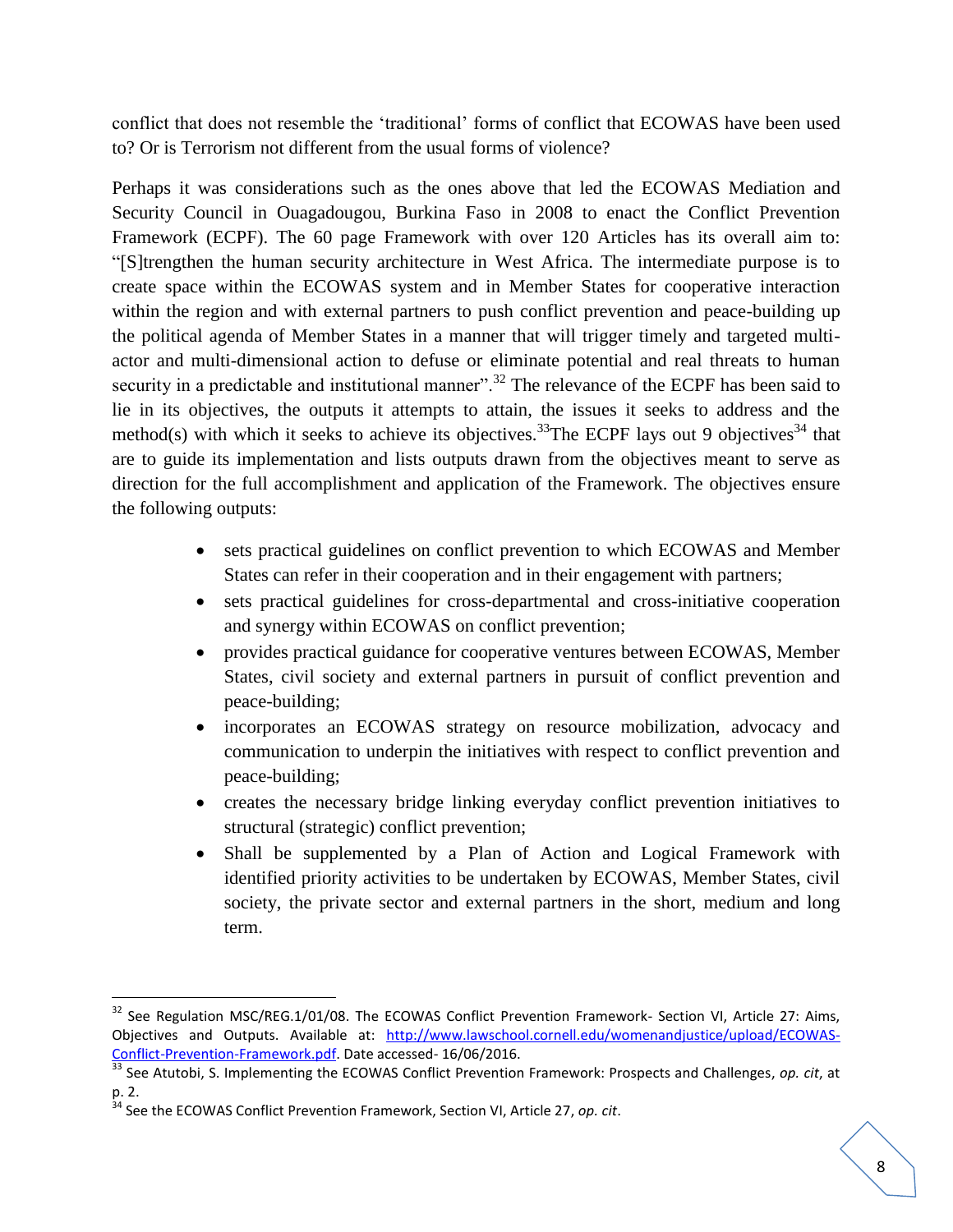conflict that does not resemble the 'traditional' forms of conflict that ECOWAS have been used to? Or is Terrorism not different from the usual forms of violence?

Perhaps it was considerations such as the ones above that led the ECOWAS Mediation and Security Council in Ouagadougou, Burkina Faso in 2008 to enact the Conflict Prevention Framework (ECPF). The 60 page Framework with over 120 Articles has its overall aim to: "[S]trengthen the human security architecture in West Africa. The intermediate purpose is to create space within the ECOWAS system and in Member States for cooperative interaction within the region and with external partners to push conflict prevention and peace-building up the political agenda of Member States in a manner that will trigger timely and targeted multi-actor and multi-dimensional action to defuse or eliminate potential and real threats to human security in a predictable and institutional manner".[32] The relevance of the ECPF has been said to lie in its objectives, the outputs it attempts to attain, the issues it seeks to address and the method(s) with which it seeks to achieve its objectives.[33]The ECPF lays out 9 objectives[34] that are to guide its implementation and lists outputs drawn from the objectives meant to serve as direction for the full accomplishment and application of the Framework. The objectives ensure the following outputs:

- sets practical guidelines on conflict prevention to which ECOWAS and Member States can refer in their cooperation and in their engagement with partners;
- sets practical guidelines for cross-departmental and cross-initiative cooperation and synergy within ECOWAS on conflict prevention;
- provides practical guidance for cooperative ventures between ECOWAS, Member States, civil society and external partners in pursuit of conflict prevention and peace-building;
- incorporates an ECOWAS strategy on resource mobilization, advocacy and communication to underpin the initiatives with respect to conflict prevention and peace-building;
- creates the necessary bridge linking everyday conflict prevention initiatives to structural (strategic) conflict prevention;
- Shall be supplemented by a Plan of Action and Logical Framework with identified priority activities to be undertaken by ECOWAS, Member States, civil society, the private sector and external partners in the short, medium and long term.

---

[32] See Regulation MSC/REG.1/01/08. The ECOWAS Conflict Prevention Framework- Section VI, Article 27: Aims, Objectives and Outputs. Available at: http://www.lawschool.cornell.edu/womenandjustice/upload/ECOWAS-Conflict-Prevention-Framework.pdf. Date accessed- 16/06/2016.

[33] See Atutobi, S. Implementing the ECOWAS Conflict Prevention Framework: Prospects and Challenges, *op. cit*, at p. 2.

[34] See the ECOWAS Conflict Prevention Framework, Section VI, Article 27, *op. cit*.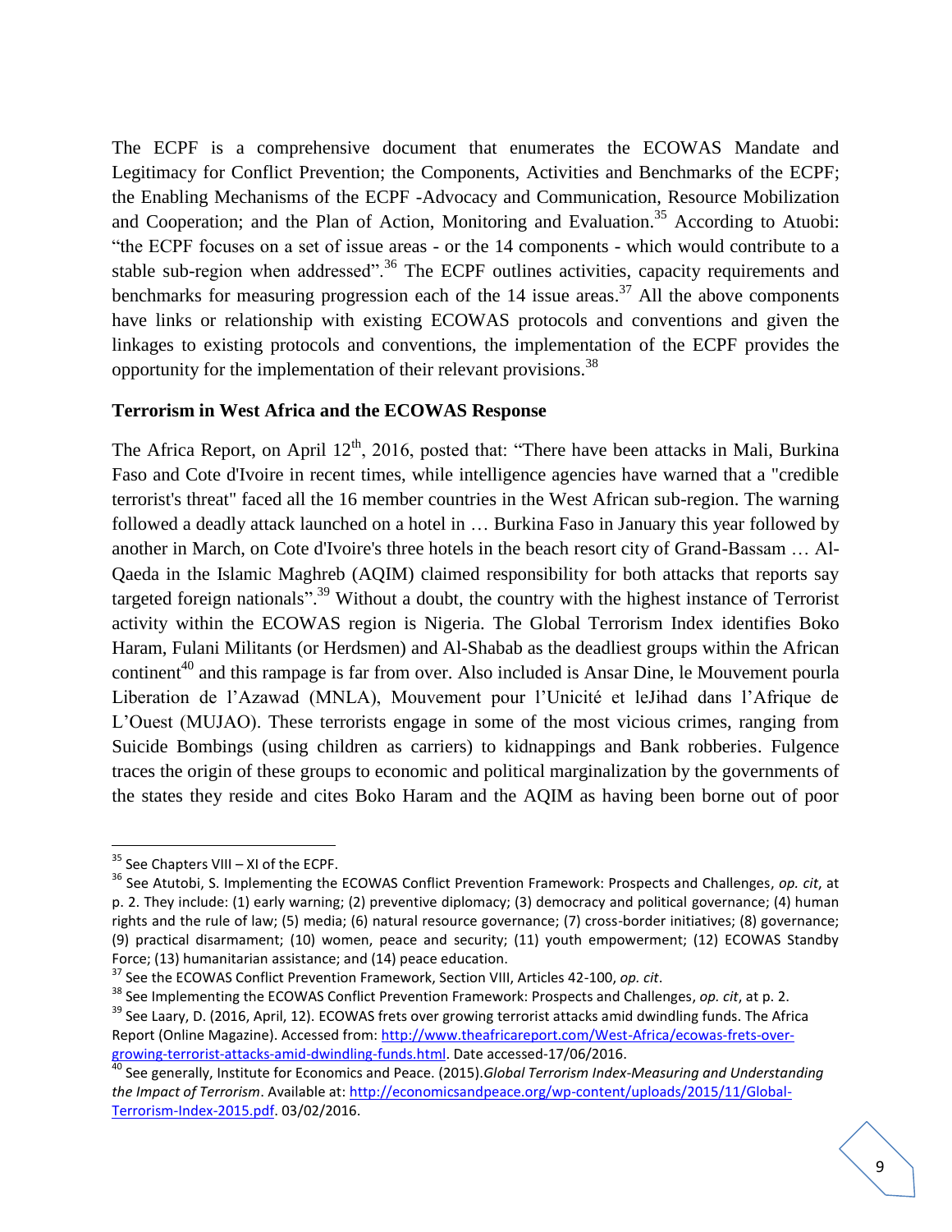The ECPF is a comprehensive document that enumerates the ECOWAS Mandate and Legitimacy for Conflict Prevention; the Components, Activities and Benchmarks of the ECPF; the Enabling Mechanisms of the ECPF -Advocacy and Communication, Resource Mobilization and Cooperation; and the Plan of Action, Monitoring and Evaluation.[35] According to Atuobi: "the ECPF focuses on a set of issue areas - or the 14 components - which would contribute to a stable sub-region when addressed".[36] The ECPF outlines activities, capacity requirements and benchmarks for measuring progression each of the 14 issue areas.[37] All the above components have links or relationship with existing ECOWAS protocols and conventions and given the linkages to existing protocols and conventions, the implementation of the ECPF provides the opportunity for the implementation of their relevant provisions.[38]

**Terrorism in West Africa and the ECOWAS Response**

The Africa Report, on April 12th, 2016, posted that: "There have been attacks in Mali, Burkina Faso and Cote d'Ivoire in recent times, while intelligence agencies have warned that a "credible terrorist's threat" faced all the 16 member countries in the West African sub-region. The warning followed a deadly attack launched on a hotel in … Burkina Faso in January this year followed by another in March, on Cote d'Ivoire's three hotels in the beach resort city of Grand-Bassam … Al-Qaeda in the Islamic Maghreb (AQIM) claimed responsibility for both attacks that reports say targeted foreign nationals".[39] Without a doubt, the country with the highest instance of Terrorist activity within the ECOWAS region is Nigeria. The Global Terrorism Index identifies Boko Haram, Fulani Militants (or Herdsmen) and Al-Shabab as the deadliest groups within the African continent[40] and this rampage is far from over. Also included is Ansar Dine, le Mouvement pourla Liberation de l'Azawad (MNLA), Mouvement pour l'Unicité et leJihad dans l'Afrique de L'Ouest (MUJAO). These terrorists engage in some of the most vicious crimes, ranging from Suicide Bombings (using children as carriers) to kidnappings and Bank robberies. Fulgence traces the origin of these groups to economic and political marginalization by the governments of the states they reside and cites Boko Haram and the AQIM as having been borne out of poor

---

[35] See Chapters VIII – XI of the ECPF.

[36] See Atutobi, S. Implementing the ECOWAS Conflict Prevention Framework: Prospects and Challenges, *op. cit*, at p. 2. They include: (1) early warning; (2) preventive diplomacy; (3) democracy and political governance; (4) human rights and the rule of law; (5) media; (6) natural resource governance; (7) cross-border initiatives; (8) governance; (9) practical disarmament; (10) women, peace and security; (11) youth empowerment; (12) ECOWAS Standby Force; (13) humanitarian assistance; and (14) peace education.

[37] See the ECOWAS Conflict Prevention Framework, Section VIII, Articles 42-100, *op. cit*.

[38] See Implementing the ECOWAS Conflict Prevention Framework: Prospects and Challenges, *op. cit*, at p. 2.

[39] See Laary, D. (2016, April, 12). ECOWAS frets over growing terrorist attacks amid dwindling funds. The Africa Report (Online Magazine). Accessed from: http://www.theafricareport.com/West-Africa/ecowas-frets-over-growing-terrorist-attacks-amid-dwindling-funds.html. Date accessed-17/06/2016.

[40] See generally, Institute for Economics and Peace. (2015).*Global Terrorism Index-Measuring and Understanding the Impact of Terrorism*. Available at: http://economicsandpeace.org/wp-content/uploads/2015/11/Global-Terrorism-Index-2015.pdf. 03/02/2016.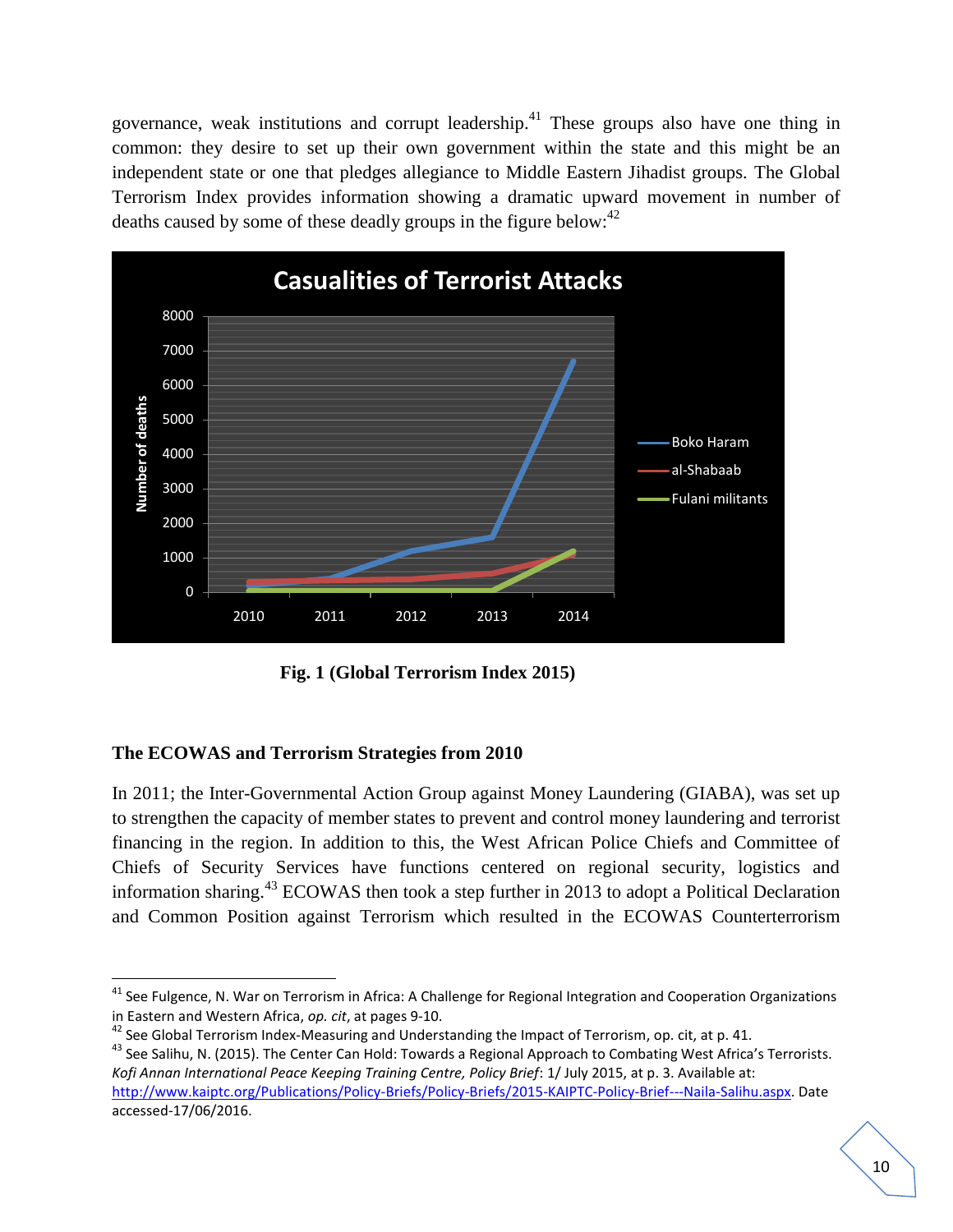governance, weak institutions and corrupt leadership.[41] These groups also have one thing in common: they desire to set up their own government within the state and this might be an independent state or one that pledges allegiance to Middle Eastern Jihadist groups. The Global Terrorism Index provides information showing a dramatic upward movement in number of deaths caused by some of these deadly groups in the figure below:[42]

**Fig. 1 (Global Terrorism Index 2015)**

### The ECOWAS and Terrorism Strategies from 2010

In 2011; the Inter-Governmental Action Group against Money Laundering (GIABA), was set up to strengthen the capacity of member states to prevent and control money laundering and terrorist financing in the region. In addition to this, the West African Police Chiefs and Committee of Chiefs of Security Services have functions centered on regional security, logistics and information sharing.[43] ECOWAS then took a step further in 2013 to adopt a Political Declaration and Common Position against Terrorism which resulted in the ECOWAS Counterterrorism

---

[41] See Fulgence, N. War on Terrorism in Africa: A Challenge for Regional Integration and Cooperation Organizations in Eastern and Western Africa, *op. cit*, at pages 9-10.

[42] See Global Terrorism Index-Measuring and Understanding the Impact of Terrorism, op. cit, at p. 41.

[43] See Salihu, N. (2015). The Center Can Hold: Towards a Regional Approach to Combating West Africa's Terrorists. *Kofi Annan International Peace Keeping Training Centre, Policy Brief*: 1/ July 2015, at p. 3. Available at: http://www.kaiptc.org/Publications/Policy-Briefs/Policy-Briefs/2015-KAIPTC-Policy-Brief---Naila-Salihu.aspx. Date accessed-17/06/2016.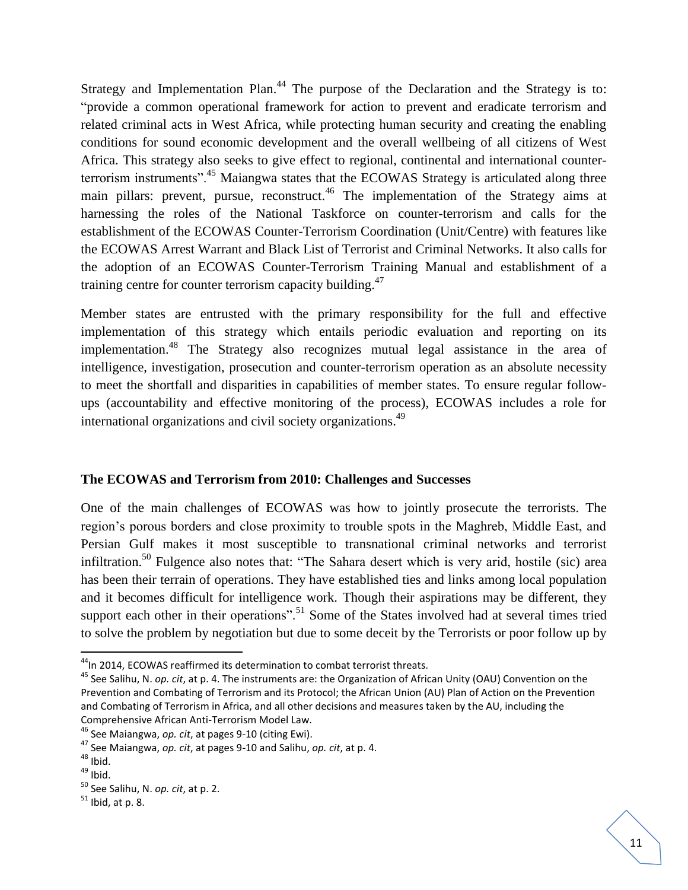Strategy and Implementation Plan.[44] The purpose of the Declaration and the Strategy is to: "provide a common operational framework for action to prevent and eradicate terrorism and related criminal acts in West Africa, while protecting human security and creating the enabling conditions for sound economic development and the overall wellbeing of all citizens of West Africa. This strategy also seeks to give effect to regional, continental and international counter-terrorism instruments".[45] Maiangwa states that the ECOWAS Strategy is articulated along three main pillars: prevent, pursue, reconstruct.[46] The implementation of the Strategy aims at harnessing the roles of the National Taskforce on counter-terrorism and calls for the establishment of the ECOWAS Counter-Terrorism Coordination (Unit/Centre) with features like the ECOWAS Arrest Warrant and Black List of Terrorist and Criminal Networks. It also calls for the adoption of an ECOWAS Counter-Terrorism Training Manual and establishment of a training centre for counter terrorism capacity building.[47]

Member states are entrusted with the primary responsibility for the full and effective implementation of this strategy which entails periodic evaluation and reporting on its implementation.[48] The Strategy also recognizes mutual legal assistance in the area of intelligence, investigation, prosecution and counter-terrorism operation as an absolute necessity to meet the shortfall and disparities in capabilities of member states. To ensure regular follow-ups (accountability and effective monitoring of the process), ECOWAS includes a role for international organizations and civil society organizations.[49]

## The ECOWAS and Terrorism from 2010: Challenges and Successes

One of the main challenges of ECOWAS was how to jointly prosecute the terrorists. The region's porous borders and close proximity to trouble spots in the Maghreb, Middle East, and Persian Gulf makes it most susceptible to transnational criminal networks and terrorist infiltration.[50] Fulgence also notes that: "The Sahara desert which is very arid, hostile (sic) area has been their terrain of operations. They have established ties and links among local population and it becomes difficult for intelligence work. Though their aspirations may be different, they support each other in their operations".[51] Some of the States involved had at several times tried to solve the problem by negotiation but due to some deceit by the Terrorists or poor follow up by

---

[44] In 2014, ECOWAS reaffirmed its determination to combat terrorist threats.

[45] See Salihu, N. *op. cit*, at p. 4. The instruments are: the Organization of African Unity (OAU) Convention on the Prevention and Combating of Terrorism and its Protocol; the African Union (AU) Plan of Action on the Prevention and Combating of Terrorism in Africa, and all other decisions and measures taken by the AU, including the Comprehensive African Anti-Terrorism Model Law.

[46] See Maiangwa, *op. cit*, at pages 9-10 (citing Ewi).

[47] See Maiangwa, *op. cit*, at pages 9-10 and Salihu, *op. cit*, at p. 4.

[48] Ibid.

[49] Ibid.

[50] See Salihu, N. *op. cit*, at p. 2.

[51] Ibid, at p. 8.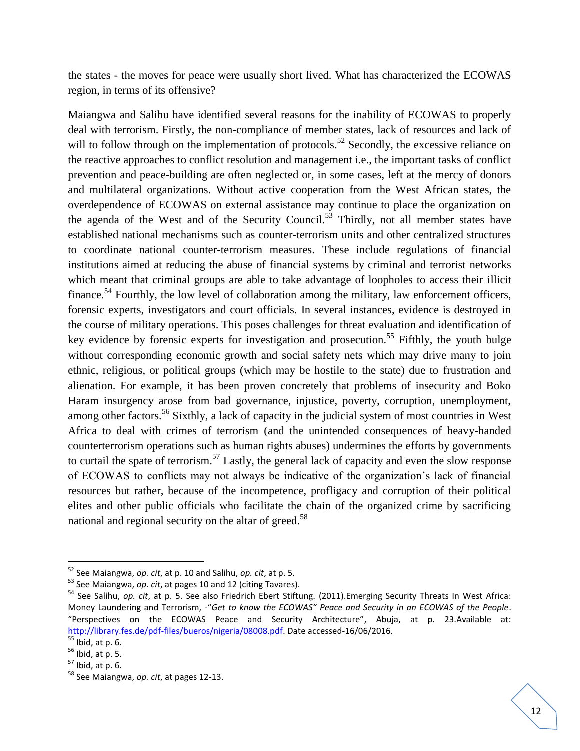the states - the moves for peace were usually short lived. What has characterized the ECOWAS region, in terms of its offensive?

Maiangwa and Salihu have identified several reasons for the inability of ECOWAS to properly deal with terrorism. Firstly, the non-compliance of member states, lack of resources and lack of will to follow through on the implementation of protocols.[52] Secondly, the excessive reliance on the reactive approaches to conflict resolution and management i.e., the important tasks of conflict prevention and peace-building are often neglected or, in some cases, left at the mercy of donors and multilateral organizations. Without active cooperation from the West African states, the overdependence of ECOWAS on external assistance may continue to place the organization on the agenda of the West and of the Security Council.[53] Thirdly, not all member states have established national mechanisms such as counter-terrorism units and other centralized structures to coordinate national counter-terrorism measures. These include regulations of financial institutions aimed at reducing the abuse of financial systems by criminal and terrorist networks which meant that criminal groups are able to take advantage of loopholes to access their illicit finance.[54] Fourthly, the low level of collaboration among the military, law enforcement officers, forensic experts, investigators and court officials. In several instances, evidence is destroyed in the course of military operations. This poses challenges for threat evaluation and identification of key evidence by forensic experts for investigation and prosecution.[55] Fifthly, the youth bulge without corresponding economic growth and social safety nets which may drive many to join ethnic, religious, or political groups (which may be hostile to the state) due to frustration and alienation. For example, it has been proven concretely that problems of insecurity and Boko Haram insurgency arose from bad governance, injustice, poverty, corruption, unemployment, among other factors.[56] Sixthly, a lack of capacity in the judicial system of most countries in West Africa to deal with crimes of terrorism (and the unintended consequences of heavy-handed counterterrorism operations such as human rights abuses) undermines the efforts by governments to curtail the spate of terrorism.[57] Lastly, the general lack of capacity and even the slow response of ECOWAS to conflicts may not always be indicative of the organization's lack of financial resources but rather, because of the incompetence, profligacy and corruption of their political elites and other public officials who facilitate the chain of the organized crime by sacrificing national and regional security on the altar of greed.[58]

---

[52] See Maiangwa, *op. cit*, at p. 10 and Salihu, *op. cit*, at p. 5.

[53] See Maiangwa, *op. cit*, at pages 10 and 12 (citing Tavares).

[54] See Salihu, *op. cit*, at p. 5. See also Friedrich Ebert Stiftung. (2011).Emerging Security Threats In West Africa: Money Laundering and Terrorism, -"*Get to know the ECOWAS" Peace and Security in an ECOWAS of the People*. "Perspectives on the ECOWAS Peace and Security Architecture", Abuja, at p. 23.Available at: http://library.fes.de/pdf-files/bueros/nigeria/08008.pdf. Date accessed-16/06/2016.

[55] Ibid, at p. 6.

[56] Ibid, at p. 5.

[57] Ibid, at p. 6.

[58] See Maiangwa, *op. cit*, at pages 12-13.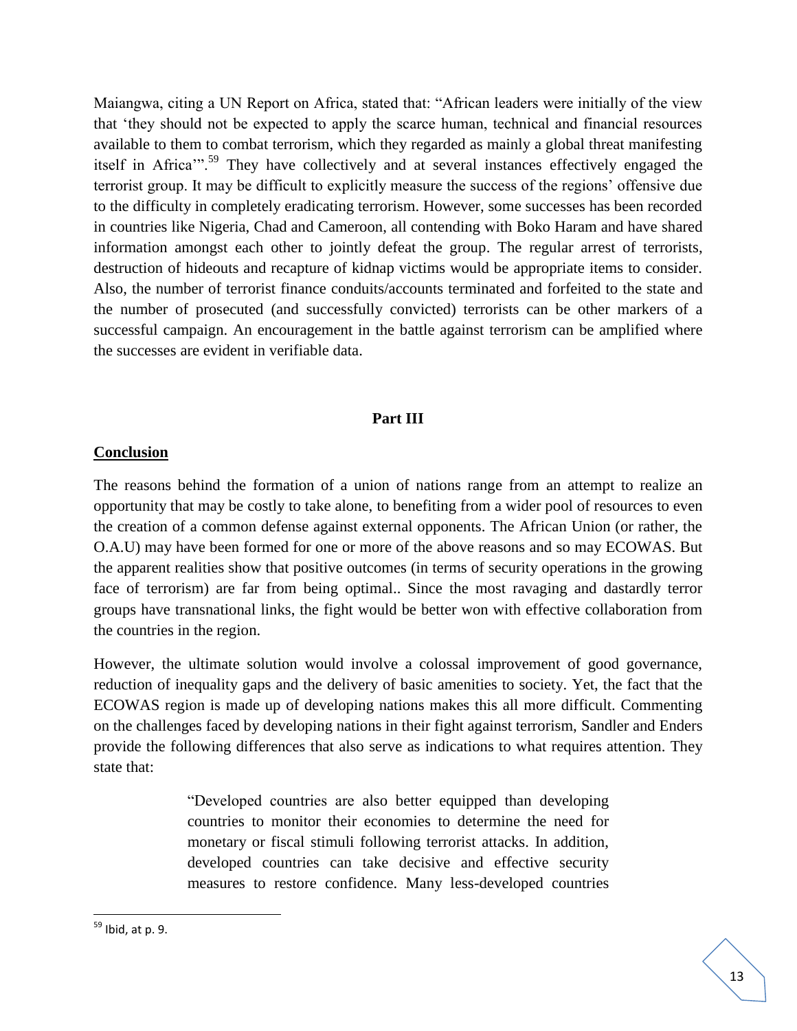Maiangwa, citing a UN Report on Africa, stated that: "African leaders were initially of the view that 'they should not be expected to apply the scarce human, technical and financial resources available to them to combat terrorism, which they regarded as mainly a global threat manifesting itself in Africa'".[59] They have collectively and at several instances effectively engaged the terrorist group. It may be difficult to explicitly measure the success of the regions' offensive due to the difficulty in completely eradicating terrorism. However, some successes has been recorded in countries like Nigeria, Chad and Cameroon, all contending with Boko Haram and have shared information amongst each other to jointly defeat the group. The regular arrest of terrorists, destruction of hideouts and recapture of kidnap victims would be appropriate items to consider. Also, the number of terrorist finance conduits/accounts terminated and forfeited to the state and the number of prosecuted (and successfully convicted) terrorists can be other markers of a successful campaign. An encouragement in the battle against terrorism can be amplified where the successes are evident in verifiable data.

## Part III

### Conclusion

The reasons behind the formation of a union of nations range from an attempt to realize an opportunity that may be costly to take alone, to benefiting from a wider pool of resources to even the creation of a common defense against external opponents. The African Union (or rather, the O.A.U) may have been formed for one or more of the above reasons and so may ECOWAS. But the apparent realities show that positive outcomes (in terms of security operations in the growing face of terrorism) are far from being optimal.. Since the most ravaging and dastardly terror groups have transnational links, the fight would be better won with effective collaboration from the countries in the region.

However, the ultimate solution would involve a colossal improvement of good governance, reduction of inequality gaps and the delivery of basic amenities to society. Yet, the fact that the ECOWAS region is made up of developing nations makes this all more difficult. Commenting on the challenges faced by developing nations in their fight against terrorism, Sandler and Enders provide the following differences that also serve as indications to what requires attention. They state that:

> "Developed countries are also better equipped than developing countries to monitor their economies to determine the need for monetary or fiscal stimuli following terrorist attacks. In addition, developed countries can take decisive and effective security measures to restore confidence. Many less-developed countries

---

[59] Ibid, at p. 9.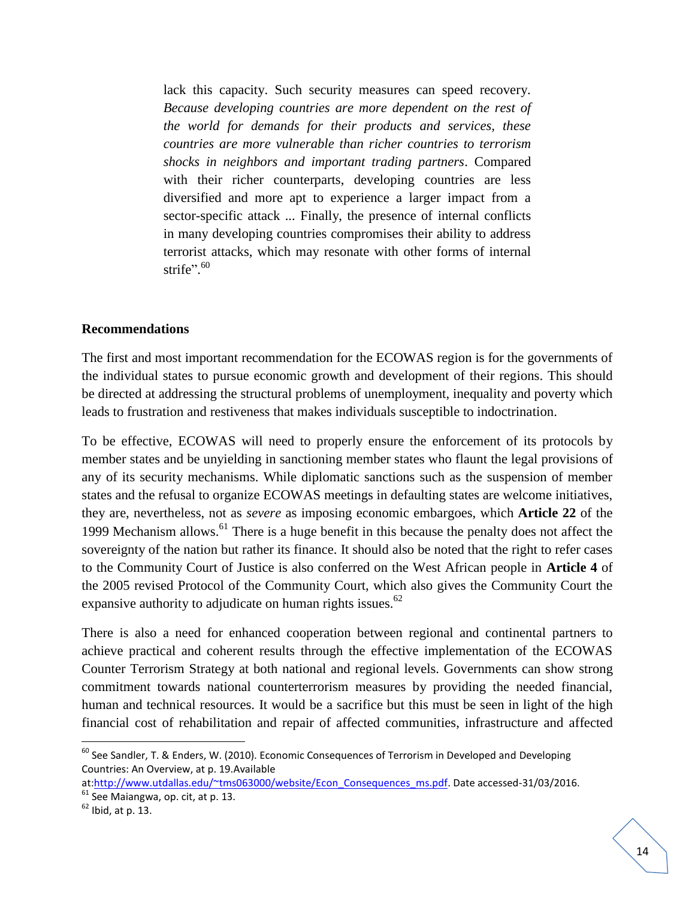lack this capacity. Such security measures can speed recovery. *Because developing countries are more dependent on the rest of the world for demands for their products and services, these countries are more vulnerable than richer countries to terrorism shocks in neighbors and important trading partners*. Compared with their richer counterparts, developing countries are less diversified and more apt to experience a larger impact from a sector-specific attack ... Finally, the presence of internal conflicts in many developing countries compromises their ability to address terrorist attacks, which may resonate with other forms of internal strife".[60]

**Recommendations**

The first and most important recommendation for the ECOWAS region is for the governments of the individual states to pursue economic growth and development of their regions. This should be directed at addressing the structural problems of unemployment, inequality and poverty which leads to frustration and restiveness that makes individuals susceptible to indoctrination.

To be effective, ECOWAS will need to properly ensure the enforcement of its protocols by member states and be unyielding in sanctioning member states who flaunt the legal provisions of any of its security mechanisms. While diplomatic sanctions such as the suspension of member states and the refusal to organize ECOWAS meetings in defaulting states are welcome initiatives, they are, nevertheless, not as *severe* as imposing economic embargoes, which **Article 22** of the 1999 Mechanism allows.[61] There is a huge benefit in this because the penalty does not affect the sovereignty of the nation but rather its finance. It should also be noted that the right to refer cases to the Community Court of Justice is also conferred on the West African people in **Article 4** of the 2005 revised Protocol of the Community Court, which also gives the Community Court the expansive authority to adjudicate on human rights issues.[62]

There is also a need for enhanced cooperation between regional and continental partners to achieve practical and coherent results through the effective implementation of the ECOWAS Counter Terrorism Strategy at both national and regional levels. Governments can show strong commitment towards national counterterrorism measures by providing the needed financial, human and technical resources. It would be a sacrifice but this must be seen in light of the high financial cost of rehabilitation and repair of affected communities, infrastructure and affected

---

[60] See Sandler, T. & Enders, W. (2010). Economic Consequences of Terrorism in Developed and Developing Countries: An Overview, at p. 19.Available at:http://www.utdallas.edu/~tms063000/website/Econ_Consequences_ms.pdf. Date accessed-31/03/2016.

[61] See Maiangwa, op. cit, at p. 13.

[62] Ibid, at p. 13.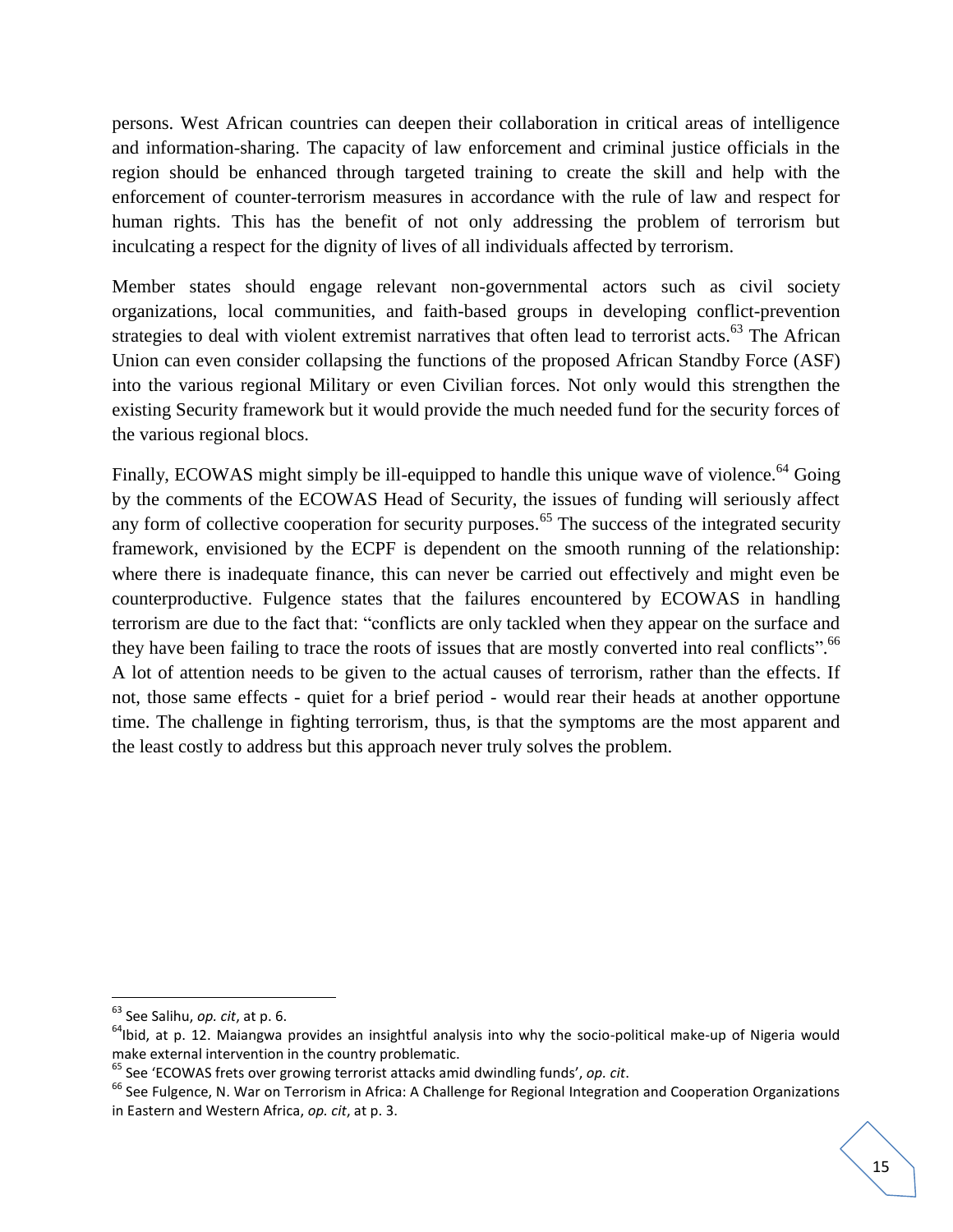persons. West African countries can deepen their collaboration in critical areas of intelligence and information-sharing. The capacity of law enforcement and criminal justice officials in the region should be enhanced through targeted training to create the skill and help with the enforcement of counter-terrorism measures in accordance with the rule of law and respect for human rights. This has the benefit of not only addressing the problem of terrorism but inculcating a respect for the dignity of lives of all individuals affected by terrorism.

Member states should engage relevant non-governmental actors such as civil society organizations, local communities, and faith-based groups in developing conflict-prevention strategies to deal with violent extremist narratives that often lead to terrorist acts.[63] The African Union can even consider collapsing the functions of the proposed African Standby Force (ASF) into the various regional Military or even Civilian forces. Not only would this strengthen the existing Security framework but it would provide the much needed fund for the security forces of the various regional blocs.

Finally, ECOWAS might simply be ill-equipped to handle this unique wave of violence.[64] Going by the comments of the ECOWAS Head of Security, the issues of funding will seriously affect any form of collective cooperation for security purposes.[65] The success of the integrated security framework, envisioned by the ECPF is dependent on the smooth running of the relationship: where there is inadequate finance, this can never be carried out effectively and might even be counterproductive. Fulgence states that the failures encountered by ECOWAS in handling terrorism are due to the fact that: "conflicts are only tackled when they appear on the surface and they have been failing to trace the roots of issues that are mostly converted into real conflicts".[66] A lot of attention needs to be given to the actual causes of terrorism, rather than the effects. If not, those same effects - quiet for a brief period - would rear their heads at another opportune time. The challenge in fighting terrorism, thus, is that the symptoms are the most apparent and the least costly to address but this approach never truly solves the problem.

---

[63] See Salihu, *op. cit*, at p. 6.

[64] Ibid, at p. 12. Maiangwa provides an insightful analysis into why the socio-political make-up of Nigeria would make external intervention in the country problematic.

[65] See 'ECOWAS frets over growing terrorist attacks amid dwindling funds', *op. cit*.

[66] See Fulgence, N. War on Terrorism in Africa: A Challenge for Regional Integration and Cooperation Organizations in Eastern and Western Africa, *op. cit*, at p. 3.